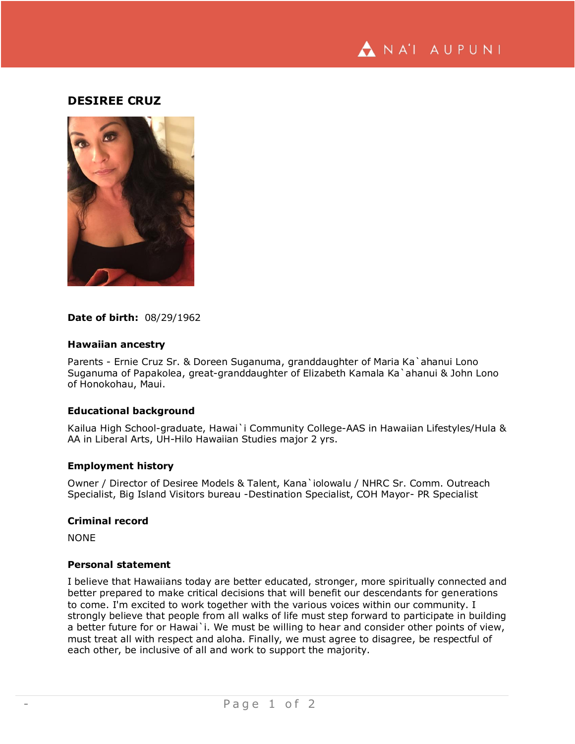# DESIREE CRUZ

**Date of birth:** 08/29/1962

### Hawaiian ancestry

Parents - Ernie Cruz Sr. & Doreen Suganuma, granddaughter of Maria Ka`ahanui Lono Suganuma of Papakolea, great-granddaughter of Elizabeth Kamala Ka`ahanui & John Lono of Honokohau, Maui.

### Educational background

Kailua High School-graduate, Hawai`i Community College-AAS in Hawaiian Lifestyles/Hula & AA in Liberal Arts, UH-Hilo Hawaiian Studies major 2 yrs.

### Employment history

Owner / Director of Desiree Models & Talent, Kana`iolowalu / NHRC Sr. Comm. Outreach Specialist, Big Island Visitors bureau -Destination Specialist, COH Mayor- PR Specialist

### Criminal record

NONE

### Personal statement

I believe that Hawaiians today are better educated, stronger, more spiritually connected and better prepared to make critical decisions that will benefit our descendants for generations to come. I'm excited to work together with the various voices within our community. I strongly believe that people from all walks of life must step forward to participate in building a better future for or Hawai`i. We must be willing to hear and consider other points of view, must treat all with respect and aloha. Finally, we must agree to disagree, be respectful of each other, be inclusive of all and work to support the majority.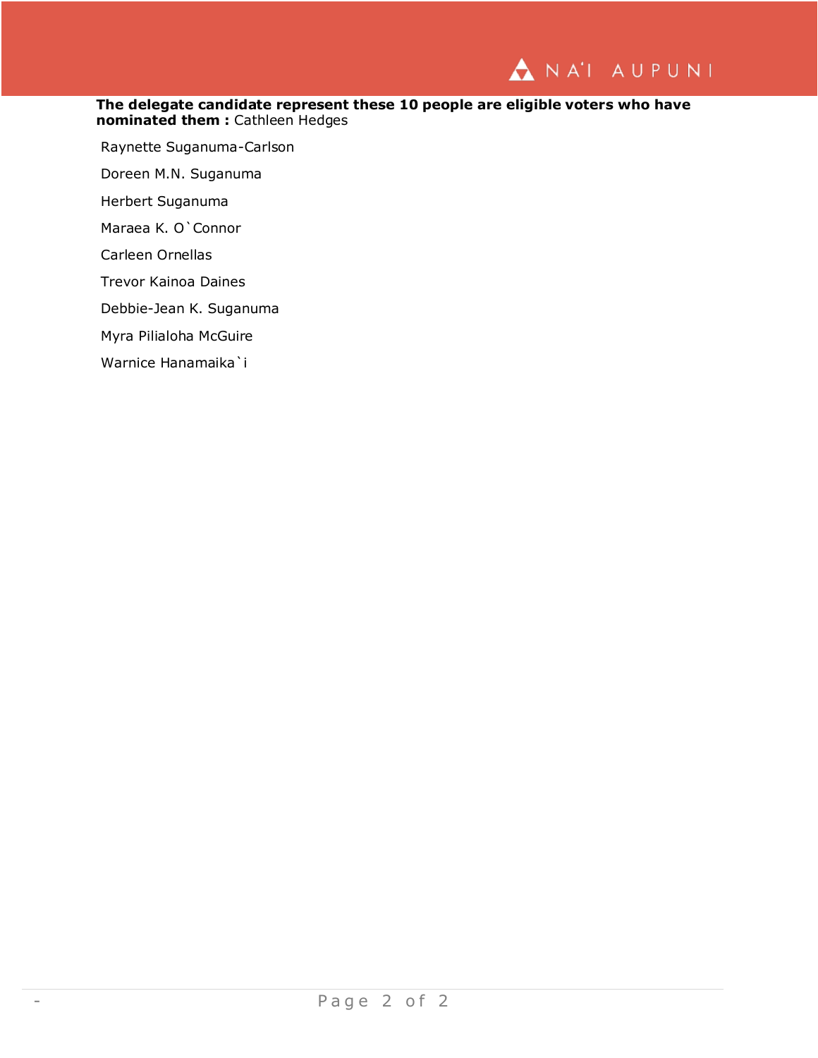**The delegate candidate represent these 10 people are eligible voters who have nominated them :** Cathleen Hedges

Raynette Suganuma-Carlson

Doreen M.N. Suganuma

Herbert Suganuma

Maraea K. O`Connor

Carleen Ornellas

Trevor Kainoa Daines

Debbie-Jean K. Suganuma

Myra Pilialoha McGuire

Warnice Hanamaika`i